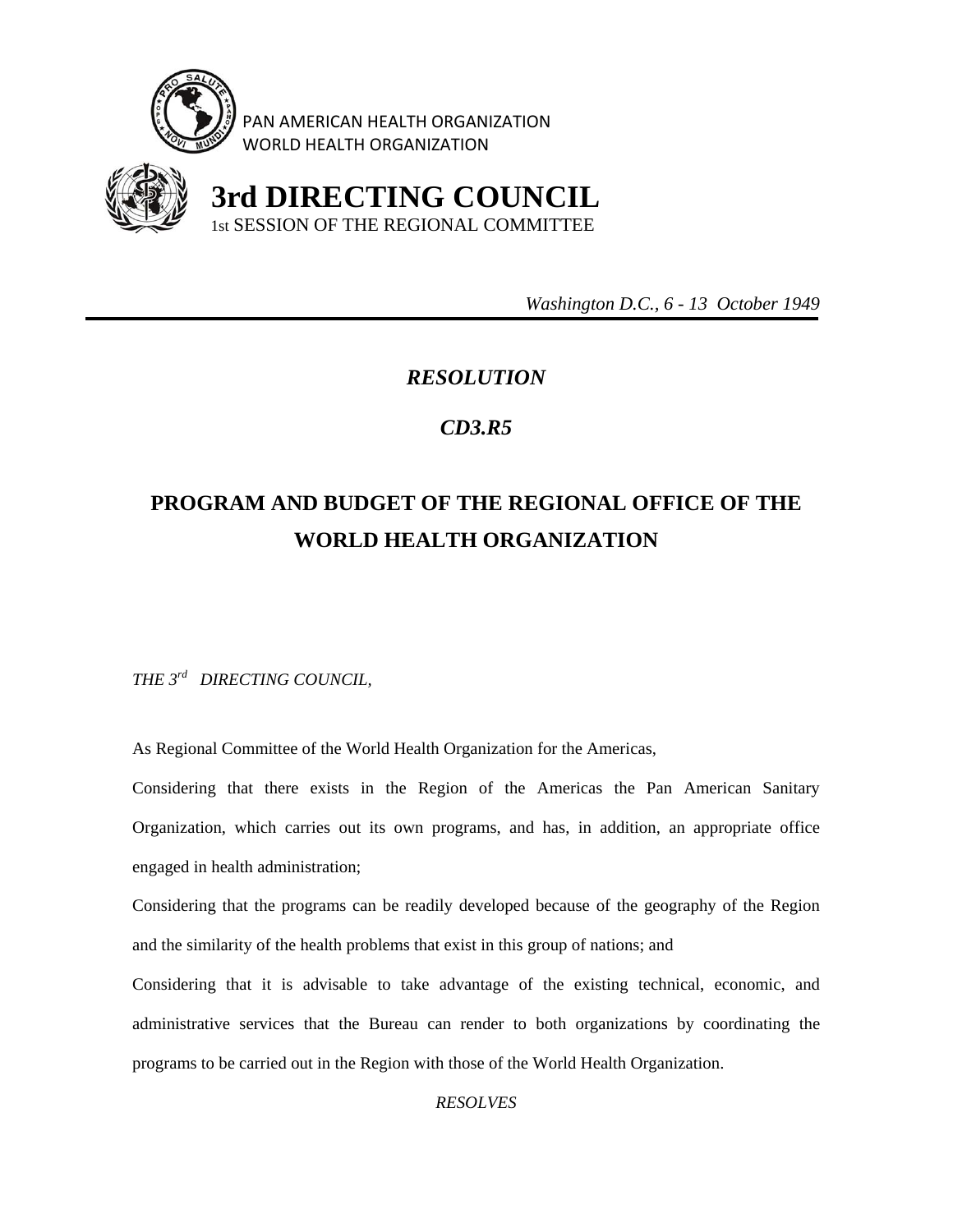PAN AMERICAN HEALTH ORGANIZATION
WORLD HEALTH ORGANIZATION

# 3rd DIRECTING COUNCIL

1st SESSION OF THE REGIONAL COMMITTEE

*Washington D.C., 6 - 13 October 1949*

## *RESOLUTION*

## *CD3.R5*

# PROGRAM AND BUDGET OF THE REGIONAL OFFICE OF THE WORLD HEALTH ORGANIZATION

*THE 3rd DIRECTING COUNCIL,*

As Regional Committee of the World Health Organization for the Americas,

Considering that there exists in the Region of the Americas the Pan American Sanitary Organization, which carries out its own programs, and has, in addition, an appropriate office engaged in health administration;

Considering that the programs can be readily developed because of the geography of the Region and the similarity of the health problems that exist in this group of nations; and

Considering that it is advisable to take advantage of the existing technical, economic, and administrative services that the Bureau can render to both organizations by coordinating the programs to be carried out in the Region with those of the World Health Organization.

*RESOLVES*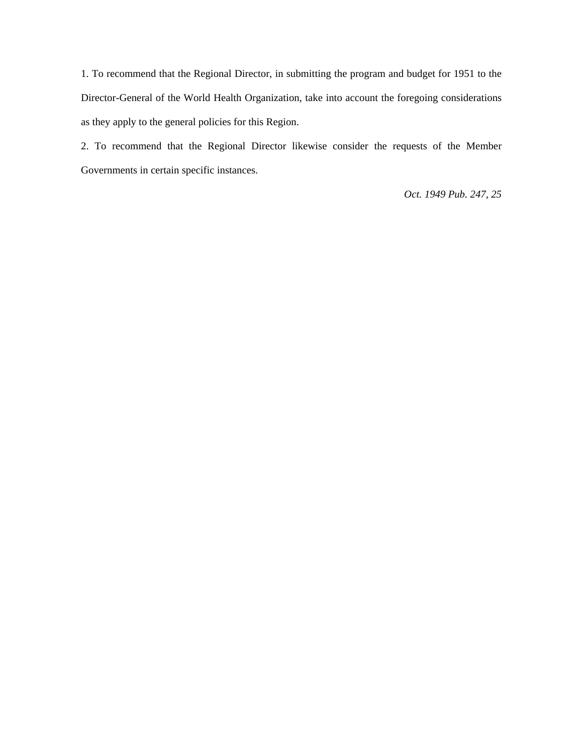1. To recommend that the Regional Director, in submitting the program and budget for 1951 to the Director-General of the World Health Organization, take into account the foregoing considerations as they apply to the general policies for this Region.

2. To recommend that the Regional Director likewise consider the requests of the Member Governments in certain specific instances.

*Oct. 1949 Pub. 247, 25*